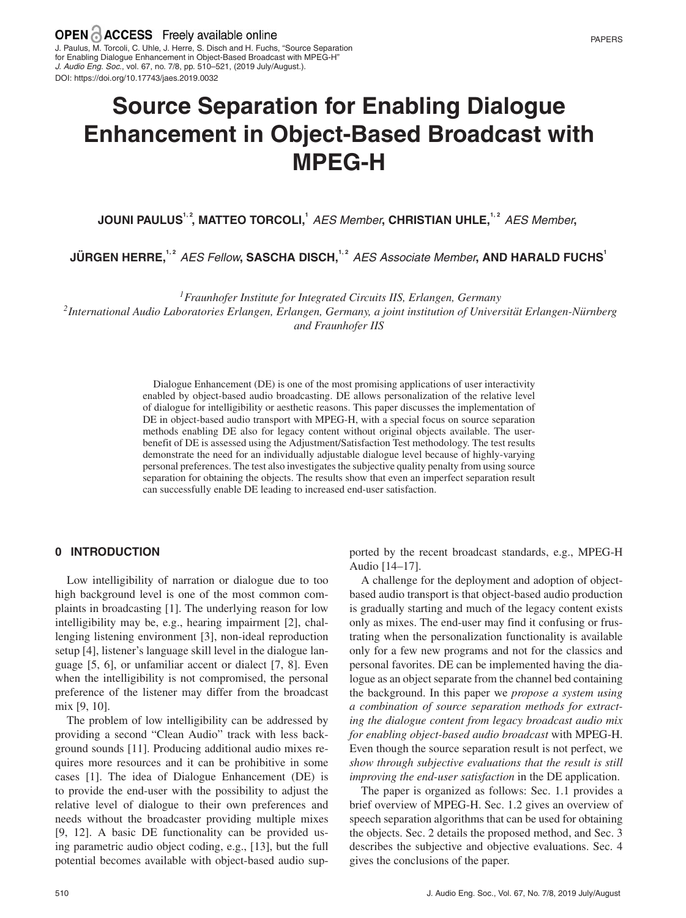OPEN ACCESS Freely available online

J. Paulus, M. Torcoli, C. Uhle, J. Herre, S. Disch and H. Fuchs, "Source Separation for Enabling Dialogue Enhancement in Object-Based Broadcast with MPEG-H" *J. Audio Eng. Soc.*, vol. 67, no. 7/8, pp. 510–521, (2019 July/August.).
DOI: https://doi.org/10.17743/jaes.2019.0032

# Source Separation for Enabling Dialogue Enhancement in Object-Based Broadcast with MPEG-H

**JOUNI PAULUS**[1,2], **MATTEO TORCOLI**[1] *AES Member*, **CHRISTIAN UHLE**[1,2] *AES Member*,

**JÜRGEN HERRE**[1,2] *AES Fellow*, **SASCHA DISCH**[1,2] *AES Associate Member*, **AND HARALD FUCHS**[1]

[1] *Fraunhofer Institute for Integrated Circuits IIS, Erlangen, Germany*
[2] *International Audio Laboratories Erlangen, Erlangen, Germany, a joint institution of Universität Erlangen-Nürnberg and Fraunhofer IIS*

Dialogue Enhancement (DE) is one of the most promising applications of user interactivity enabled by object-based audio broadcasting. DE allows personalization of the relative level of dialogue for intelligibility or aesthetic reasons. This paper discusses the implementation of DE in object-based audio transport with MPEG-H, with a special focus on source separation methods enabling DE also for legacy content without original objects available. The user-benefit of DE is assessed using the Adjustment/Satisfaction Test methodology. The test results demonstrate the need for an individually adjustable dialogue level because of highly-varying personal preferences. The test also investigates the subjective quality penalty from using source separation for obtaining the objects. The results show that even an imperfect separation result can successfully enable DE leading to increased end-user satisfaction.

## 0 INTRODUCTION

Low intelligibility of narration or dialogue due to too high background level is one of the most common complaints in broadcasting [1]. The underlying reason for low intelligibility may be, e.g., hearing impairment [2], challenging listening environment [3], non-ideal reproduction setup [4], listener's language skill level in the dialogue language [5, 6], or unfamiliar accent or dialect [7, 8]. Even when the intelligibility is not compromised, the personal preference of the listener may differ from the broadcast mix [9, 10].

The problem of low intelligibility can be addressed by providing a second "Clean Audio" track with less background sounds [11]. Producing additional audio mixes requires more resources and it can be prohibitive in some cases [1]. The idea of Dialogue Enhancement (DE) is to provide the end-user with the possibility to adjust the relative level of dialogue to their own preferences and needs without the broadcaster providing multiple mixes [9, 12]. A basic DE functionality can be provided using parametric audio object coding, e.g., [13], but the full potential becomes available with object-based audio supported by the recent broadcast standards, e.g., MPEG-H Audio [14–17].

A challenge for the deployment and adoption of object-based audio transport is that object-based audio production is gradually starting and much of the legacy content exists only as mixes. The end-user may find it confusing or frustrating when the personalization functionality is available only for a few new programs and not for the classics and personal favorites. DE can be implemented having the dialogue as an object separate from the channel bed containing the background. In this paper we *propose a system using a combination of source separation methods for extracting the dialogue content from legacy broadcast audio mix for enabling object-based audio broadcast* with MPEG-H. Even though the source separation result is not perfect, we *show through subjective evaluations that the result is still improving the end-user satisfaction* in the DE application.

The paper is organized as follows: Sec. 1.1 provides a brief overview of MPEG-H. Sec. 1.2 gives an overview of speech separation algorithms that can be used for obtaining the objects. Sec. 2 details the proposed method, and Sec. 3 describes the subjective and objective evaluations. Sec. 4 gives the conclusions of the paper.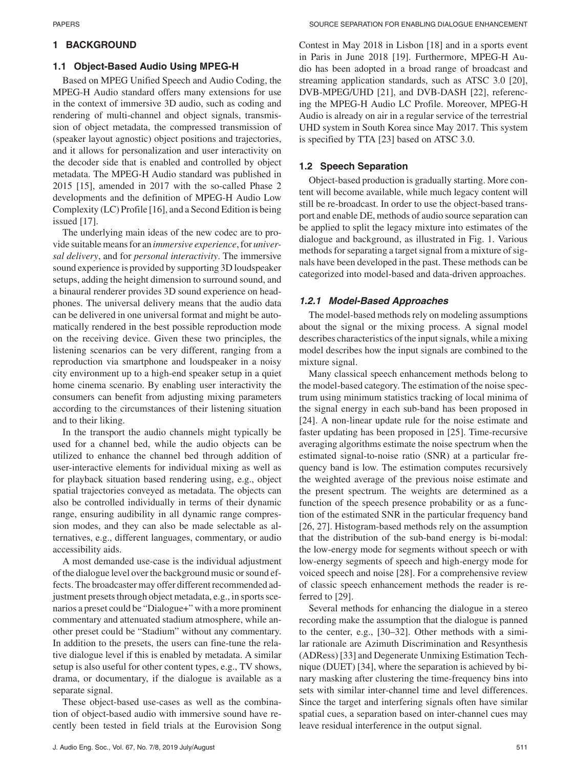## 1 BACKGROUND

### 1.1 Object-Based Audio Using MPEG-H

Based on MPEG Unified Speech and Audio Coding, the MPEG-H Audio standard offers many extensions for use in the context of immersive 3D audio, such as coding and rendering of multi-channel and object signals, transmission of object metadata, the compressed transmission of (speaker layout agnostic) object positions and trajectories, and it allows for personalization and user interactivity on the decoder side that is enabled and controlled by object metadata. The MPEG-H Audio standard was published in 2015 [15], amended in 2017 with the so-called Phase 2 developments and the definition of MPEG-H Audio Low Complexity (LC) Profile [16], and a Second Edition is being issued [17].

The underlying main ideas of the new codec are to provide suitable means for an *immersive experience*, for *universal delivery*, and for *personal interactivity*. The immersive sound experience is provided by supporting 3D loudspeaker setups, adding the height dimension to surround sound, and a binaural renderer provides 3D sound experience on headphones. The universal delivery means that the audio data can be delivered in one universal format and might be automatically rendered in the best possible reproduction mode on the receiving device. Given these two principles, the listening scenarios can be very different, ranging from a reproduction via smartphone and loudspeaker in a noisy city environment up to a high-end speaker setup in a quiet home cinema scenario. By enabling user interactivity the consumers can benefit from adjusting mixing parameters according to the circumstances of their listening situation and to their liking.

In the transport the audio channels might typically be used for a channel bed, while the audio objects can be utilized to enhance the channel bed through addition of user-interactive elements for individual mixing as well as for playback situation based rendering using, e.g., object spatial trajectories conveyed as metadata. The objects can also be controlled individually in terms of their dynamic range, ensuring audibility in all dynamic range compression modes, and they can also be made selectable as alternatives, e.g., different languages, commentary, or audio accessibility aids.

A most demanded use-case is the individual adjustment of the dialogue level over the background music or sound effects. The broadcaster may offer different recommended adjustment presets through object metadata, e.g., in sports scenarios a preset could be "Dialogue+" with a more prominent commentary and attenuated stadium atmosphere, while another preset could be "Stadium" without any commentary. In addition to the presets, the users can fine-tune the relative dialogue level if this is enabled by metadata. A similar setup is also useful for other content types, e.g., TV shows, drama, or documentary, if the dialogue is available as a separate signal.

These object-based use-cases as well as the combination of object-based audio with immersive sound have recently been tested in field trials at the Eurovision Song Contest in May 2018 in Lisbon [18] and in a sports event in Paris in June 2018 [19]. Furthermore, MPEG-H Audio has been adopted in a broad range of broadcast and streaming application standards, such as ATSC 3.0 [20], DVB-MPEG/UHD [21], and DVB-DASH [22], referencing the MPEG-H Audio LC Profile. Moreover, MPEG-H Audio is already on air in a regular service of the terrestrial UHD system in South Korea since May 2017. This system is specified by TTA [23] based on ATSC 3.0.

### 1.2 Speech Separation

Object-based production is gradually starting. More content will become available, while much legacy content will still be re-broadcast. In order to use the object-based transport and enable DE, methods of audio source separation can be applied to split the legacy mixture into estimates of the dialogue and background, as illustrated in Fig. 1. Various methods for separating a target signal from a mixture of signals have been developed in the past. These methods can be categorized into model-based and data-driven approaches.

#### *1.2.1 Model-Based Approaches*

The model-based methods rely on modeling assumptions about the signal or the mixing process. A signal model describes characteristics of the input signals, while a mixing model describes how the input signals are combined to the mixture signal.

Many classical speech enhancement methods belong to the model-based category. The estimation of the noise spectrum using minimum statistics tracking of local minima of the signal energy in each sub-band has been proposed in [24]. A non-linear update rule for the noise estimate and faster updating has been proposed in [25]. Time-recursive averaging algorithms estimate the noise spectrum when the estimated signal-to-noise ratio (SNR) at a particular frequency band is low. The estimation computes recursively the weighted average of the previous noise estimate and the present spectrum. The weights are determined as a function of the speech presence probability or as a function of the estimated SNR in the particular frequency band [26, 27]. Histogram-based methods rely on the assumption that the distribution of the sub-band energy is bi-modal: the low-energy mode for segments without speech or with low-energy segments of speech and high-energy mode for voiced speech and noise [28]. For a comprehensive review of classic speech enhancement methods the reader is referred to [29].

Several methods for enhancing the dialogue in a stereo recording make the assumption that the dialogue is panned to the center, e.g., [30–32]. Other methods with a similar rationale are Azimuth Discrimination and Resynthesis (ADRess) [33] and Degenerate Unmixing Estimation Technique (DUET) [34], where the separation is achieved by binary masking after clustering the time-frequency bins into sets with similar inter-channel time and level differences. Since the target and interfering signals often have similar spatial cues, a separation based on inter-channel cues may leave residual interference in the output signal.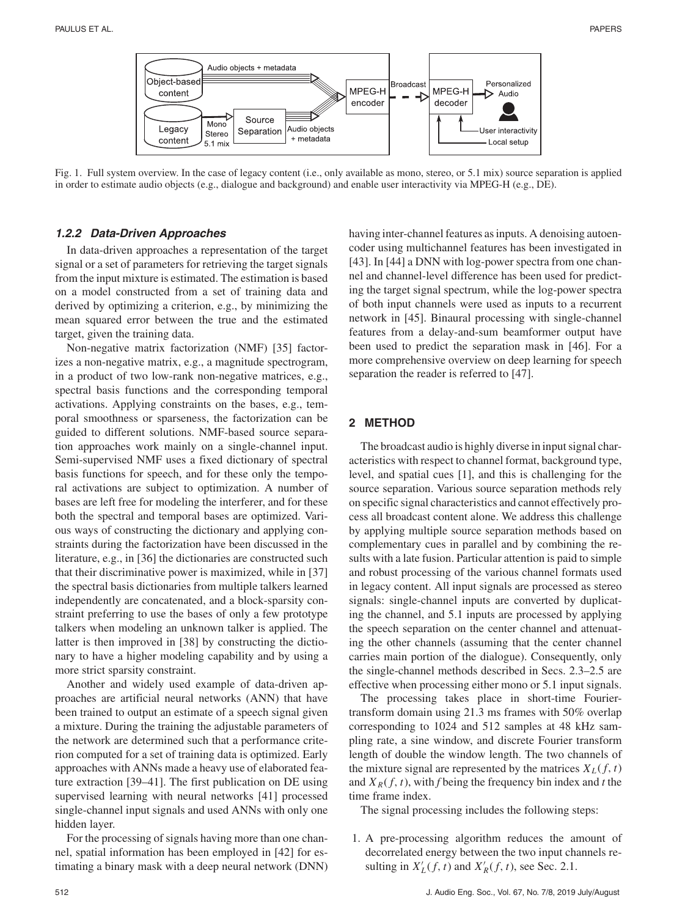Fig. 1. Full system overview. In the case of legacy content (i.e., only available as mono, stereo, or 5.1 mix) source separation is applied in order to estimate audio objects (e.g., dialogue and background) and enable user interactivity via MPEG-H (e.g., DE).

### 1.2.2 Data-Driven Approaches

In data-driven approaches a representation of the target signal or a set of parameters for retrieving the target signals from the input mixture is estimated. The estimation is based on a model constructed from a set of training data and derived by optimizing a criterion, e.g., by minimizing the mean squared error between the true and the estimated target, given the training data.

Non-negative matrix factorization (NMF) [35] factorizes a non-negative matrix, e.g., a magnitude spectrogram, in a product of two low-rank non-negative matrices, e.g., spectral basis functions and the corresponding temporal activations. Applying constraints on the bases, e.g., temporal smoothness or sparseness, the factorization can be guided to different solutions. NMF-based source separation approaches work mainly on a single-channel input. Semi-supervised NMF uses a fixed dictionary of spectral basis functions for speech, and for these only the temporal activations are subject to optimization. A number of bases are left free for modeling the interferer, and for these both the spectral and temporal bases are optimized. Various ways of constructing the dictionary and applying constraints during the factorization have been discussed in the literature, e.g., in [36] the dictionaries are constructed such that their discriminative power is maximized, while in [37] the spectral basis dictionaries from multiple talkers learned independently are concatenated, and a block-sparsity constraint preferring to use the bases of only a few prototype talkers when modeling an unknown talker is applied. The latter is then improved in [38] by constructing the dictionary to have a higher modeling capability and by using a more strict sparsity constraint.

Another and widely used example of data-driven approaches are artificial neural networks (ANN) that have been trained to output an estimate of a speech signal given a mixture. During the training the adjustable parameters of the network are determined such that a performance criterion computed for a set of training data is optimized. Early approaches with ANNs made a heavy use of elaborated feature extraction [39–41]. The first publication on DE using supervised learning with neural networks [41] processed single-channel input signals and used ANNs with only one hidden layer.

For the processing of signals having more than one channel, spatial information has been employed in [42] for estimating a binary mask with a deep neural network (DNN) having inter-channel features as inputs. A denoising autoencoder using multichannel features has been investigated in [43]. In [44] a DNN with log-power spectra from one channel and channel-level difference has been used for predicting the target signal spectrum, while the log-power spectra of both input channels were used as inputs to a recurrent network in [45]. Binaural processing with single-channel features from a delay-and-sum beamformer output have been used to predict the separation mask in [46]. For a more comprehensive overview on deep learning for speech separation the reader is referred to [47].

## 2 METHOD

The broadcast audio is highly diverse in input signal characteristics with respect to channel format, background type, level, and spatial cues [1], and this is challenging for the source separation. Various source separation methods rely on specific signal characteristics and cannot effectively process all broadcast content alone. We address this challenge by applying multiple source separation methods based on complementary cues in parallel and by combining the results with a late fusion. Particular attention is paid to simple and robust processing of the various channel formats used in legacy content. All input signals are processed as stereo signals: single-channel inputs are converted by duplicating the channel, and 5.1 inputs are processed by applying the speech separation on the center channel and attenuating the other channels (assuming that the center channel carries main portion of the dialogue). Consequently, only the single-channel methods described in Secs. 2.3–2.5 are effective when processing either mono or 5.1 input signals.

The processing takes place in short-time Fourier-transform domain using 21.3 ms frames with 50% overlap corresponding to 1024 and 512 samples at 48 kHz sampling rate, a sine window, and discrete Fourier transform length of double the window length. The two channels of the mixture signal are represented by the matrices $X_L(f, t)$ and $X_R(f, t)$, with $f$ being the frequency bin index and $t$ the time frame index.

The signal processing includes the following steps:

1. A pre-processing algorithm reduces the amount of decorrelated energy between the two input channels resulting in $X'_L(f, t)$ and $X'_R(f, t)$, see Sec. 2.1.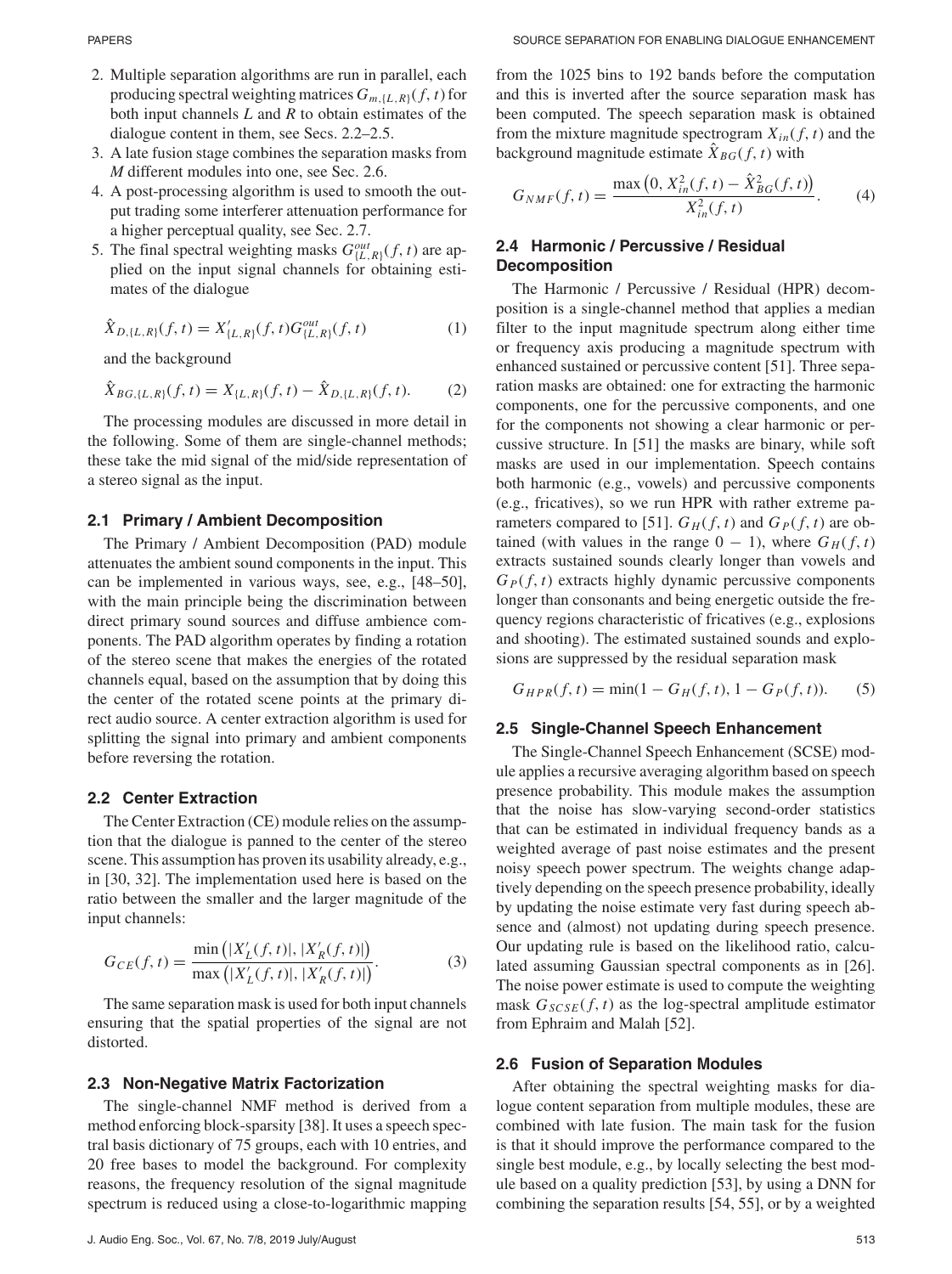2. Multiple separation algorithms are run in parallel, each producing spectral weighting matrices $G_{m,\{L,R\}}(f, t)$ for both input channels $L$ and $R$ to obtain estimates of the dialogue content in them, see Secs. 2.2–2.5.
3. A late fusion stage combines the separation masks from $M$ different modules into one, see Sec. 2.6.
4. A post-processing algorithm is used to smooth the output trading some interferer attenuation performance for a higher perceptual quality, see Sec. 2.7.
5. The final spectral weighting masks $G^{out}_{\{L,R\}}(f, t)$ are applied on the input signal channels for obtaining estimates of the dialogue

$$\hat{X}_{D,\{L,R\}}(f, t) = X'_{\{L,R\}}(f, t) G^{out}_{\{L,R\}}(f, t) \tag{1}$$

and the background

$$\hat{X}_{BG,\{L,R\}}(f, t) = X_{\{L,R\}}(f, t) - \hat{X}_{D,\{L,R\}}(f, t). \tag{2}$$

The processing modules are discussed in more detail in the following. Some of them are single-channel methods; these take the mid signal of the mid/side representation of a stereo signal as the input.

### 2.1 Primary / Ambient Decomposition

The Primary / Ambient Decomposition (PAD) module attenuates the ambient sound components in the input. This can be implemented in various ways, see, e.g., [48–50], with the main principle being the discrimination between direct primary sound sources and diffuse ambience components. The PAD algorithm operates by finding a rotation of the stereo scene that makes the energies of the rotated channels equal, based on the assumption that by doing this the center of the rotated scene points at the primary direct audio source. A center extraction algorithm is used for splitting the signal into primary and ambient components before reversing the rotation.

### 2.2 Center Extraction

The Center Extraction (CE) module relies on the assumption that the dialogue is panned to the center of the stereo scene. This assumption has proven its usability already, e.g., in [30, 32]. The implementation used here is based on the ratio between the smaller and the larger magnitude of the input channels:

$$G_{CE}(f, t) = \frac{\min\left(|X'_L(f, t)|, |X'_R(f, t)|\right)}{\max\left(|X'_L(f, t)|, |X'_R(f, t)|\right)}. \tag{3}$$

The same separation mask is used for both input channels ensuring that the spatial properties of the signal are not distorted.

### 2.3 Non-Negative Matrix Factorization

The single-channel NMF method is derived from a method enforcing block-sparsity [38]. It uses a speech spectral basis dictionary of 75 groups, each with 10 entries, and 20 free bases to model the background. For complexity reasons, the frequency resolution of the signal magnitude spectrum is reduced using a close-to-logarithmic mapping from the 1025 bins to 192 bands before the computation and this is inverted after the source separation mask has been computed. The speech separation mask is obtained from the mixture magnitude spectrogram $X_{in}(f, t)$ and the background magnitude estimate $\hat{X}_{BG}(f, t)$ with

$$G_{NMF}(f, t) = \frac{\max\left(0, X^2_{in}(f, t) - \hat{X}^2_{BG}(f, t)\right)}{X^2_{in}(f, t)}. \tag{4}$$

### 2.4 Harmonic / Percussive / Residual Decomposition

The Harmonic / Percussive / Residual (HPR) decomposition is a single-channel method that applies a median filter to the input magnitude spectrum along either time or frequency axis producing a magnitude spectrum with enhanced sustained or percussive content [51]. Three separation masks are obtained: one for extracting the harmonic components, one for the percussive components, and one for the components not showing a clear harmonic or percussive structure. In [51] the masks are binary, while soft masks are used in our implementation. Speech contains both harmonic (e.g., vowels) and percussive components (e.g., fricatives), so we run HPR with rather extreme parameters compared to [51]. $G_H(f, t)$ and $G_P(f, t)$ are obtained (with values in the range $0 - 1$), where $G_H(f, t)$ extracts sustained sounds clearly longer than vowels and $G_P(f, t)$ extracts highly dynamic percussive components longer than consonants and being energetic outside the frequency regions characteristic of fricatives (e.g., explosions and shooting). The estimated sustained sounds and explosions are suppressed by the residual separation mask

$$G_{HPR}(f, t) = \min(1 - G_H(f, t), 1 - G_P(f, t)). \tag{5}$$

### 2.5 Single-Channel Speech Enhancement

The Single-Channel Speech Enhancement (SCSE) module applies a recursive averaging algorithm based on speech presence probability. This module makes the assumption that the noise has slow-varying second-order statistics that can be estimated in individual frequency bands as a weighted average of past noise estimates and the present noisy speech power spectrum. The weights change adaptively depending on the speech presence probability, ideally by updating the noise estimate very fast during speech absence and (almost) not updating during speech presence. Our updating rule is based on the likelihood ratio, calculated assuming Gaussian spectral components as in [26]. The noise power estimate is used to compute the weighting mask $G_{SCSE}(f, t)$ as the log-spectral amplitude estimator from Ephraim and Malah [52].

### 2.6 Fusion of Separation Modules

After obtaining the spectral weighting masks for dialogue content separation from multiple modules, these are combined with late fusion. The main task for the fusion is that it should improve the performance compared to the single best module, e.g., by locally selecting the best module based on a quality prediction [53], by using a DNN for combining the separation results [54, 55], or by a weighted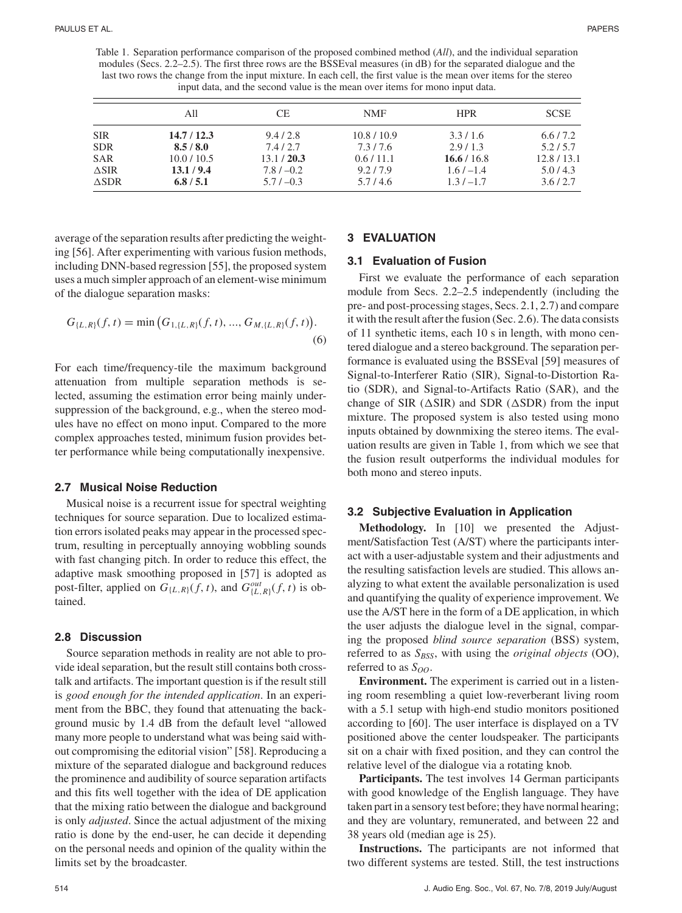Table 1. Separation performance comparison of the proposed combined method (*All*), and the individual separation modules (Secs. 2.2–2.5). The first three rows are the BSSEval measures (in dB) for the separated dialogue and the last two rows the change from the input mixture. In each cell, the first value is the mean over items for the stereo input data, and the second value is the mean over items for mono input data.

| | All | CE | NMF | HPR | SCSE |
|---|---|---|---|---|---|
| SIR | **14.7 / 12.3** | 9.4 / 2.8 | 10.8 / 10.9 | 3.3 / 1.6 | 6.6 / 7.2 |
| SDR | **8.5 / 8.0** | 7.4 / 2.7 | 7.3 / 7.6 | 2.9 / 1.3 | 5.2 / 5.7 |
| SAR | 10.0 / 10.5 | 13.1 / **20.3** | 0.6 / 11.1 | **16.6** / 16.8 | 12.8 / 13.1 |
| ΔSIR | **13.1 / 9.4** | 7.8 / –0.2 | 9.2 / 7.9 | 1.6 / –1.4 | 5.0 / 4.3 |
| ΔSDR | **6.8 / 5.1** | 5.7 / –0.3 | 5.7 / 4.6 | 1.3 / –1.7 | 3.6 / 2.7 |

average of the separation results after predicting the weighting [56]. After experimenting with various fusion methods, including DNN-based regression [55], the proposed system uses a much simpler approach of an element-wise minimum of the dialogue separation masks:

$$G_{\{L,R\}}(f,t) = \min\left(G_{1,\{L,R\}}(f,t), ..., G_{M,\{L,R\}}(f,t)\right). \tag{6}$$

For each time/frequency-tile the maximum background attenuation from multiple separation methods is selected, assuming the estimation error being mainly under-suppression of the background, e.g., when the stereo modules have no effect on mono input. Compared to the more complex approaches tested, minimum fusion provides better performance while being computationally inexpensive.

### 2.7 Musical Noise Reduction

Musical noise is a recurrent issue for spectral weighting techniques for source separation. Due to localized estimation errors isolated peaks may appear in the processed spectrum, resulting in perceptually annoying wobbling sounds with fast changing pitch. In order to reduce this effect, the adaptive mask smoothing proposed in [57] is adopted as post-filter, applied on $G_{\{L,R\}}(f,t)$, and $G^{out}_{\{L,R\}}(f,t)$ is obtained.

### 2.8 Discussion

Source separation methods in reality are not able to provide ideal separation, but the result still contains both crosstalk and artifacts. The important question is if the result still is *good enough for the intended application*. In an experiment from the BBC, they found that attenuating the background music by 1.4 dB from the default level "allowed many more people to understand what was being said without compromising the editorial vision" [58]. Reproducing a mixture of the separated dialogue and background reduces the prominence and audibility of source separation artifacts and this fits well together with the idea of DE application that the mixing ratio between the dialogue and background is only *adjusted*. Since the actual adjustment of the mixing ratio is done by the end-user, he can decide it depending on the personal needs and opinion of the quality within the limits set by the broadcaster.

## 3 EVALUATION

### 3.1 Evaluation of Fusion

First we evaluate the performance of each separation module from Secs. 2.2–2.5 independently (including the pre- and post-processing stages, Secs. 2.1, 2.7) and compare it with the result after the fusion (Sec. 2.6). The data consists of 11 synthetic items, each 10 s in length, with mono centered dialogue and a stereo background. The separation performance is evaluated using the BSSEval [59] measures of Signal-to-Interferer Ratio (SIR), Signal-to-Distortion Ratio (SDR), and Signal-to-Artifacts Ratio (SAR), and the change of SIR (ΔSIR) and SDR (ΔSDR) from the input mixture. The proposed system is also tested using mono inputs obtained by downmixing the stereo items. The evaluation results are given in Table 1, from which we see that the fusion result outperforms the individual modules for both mono and stereo inputs.

### 3.2 Subjective Evaluation in Application

**Methodology.** In [10] we presented the Adjustment/Satisfaction Test (A/ST) where the participants interact with a user-adjustable system and their adjustments and the resulting satisfaction levels are studied. This allows analyzing to what extent the available personalization is used and quantifying the quality of experience improvement. We use the A/ST here in the form of a DE application, in which the user adjusts the dialogue level in the signal, comparing the proposed *blind source separation* (BSS) system, referred to as $S_{BSS}$, with using the *original objects* (OO), referred to as $S_{OO}$.

**Environment.** The experiment is carried out in a listening room resembling a quiet low-reverberant living room with a 5.1 setup with high-end studio monitors positioned according to [60]. The user interface is displayed on a TV positioned above the center loudspeaker. The participants sit on a chair with fixed position, and they can control the relative level of the dialogue via a rotating knob.

**Participants.** The test involves 14 German participants with good knowledge of the English language. They have taken part in a sensory test before; they have normal hearing; and they are voluntary, remunerated, and between 22 and 38 years old (median age is 25).

**Instructions.** The participants are not informed that two different systems are tested. Still, the test instructions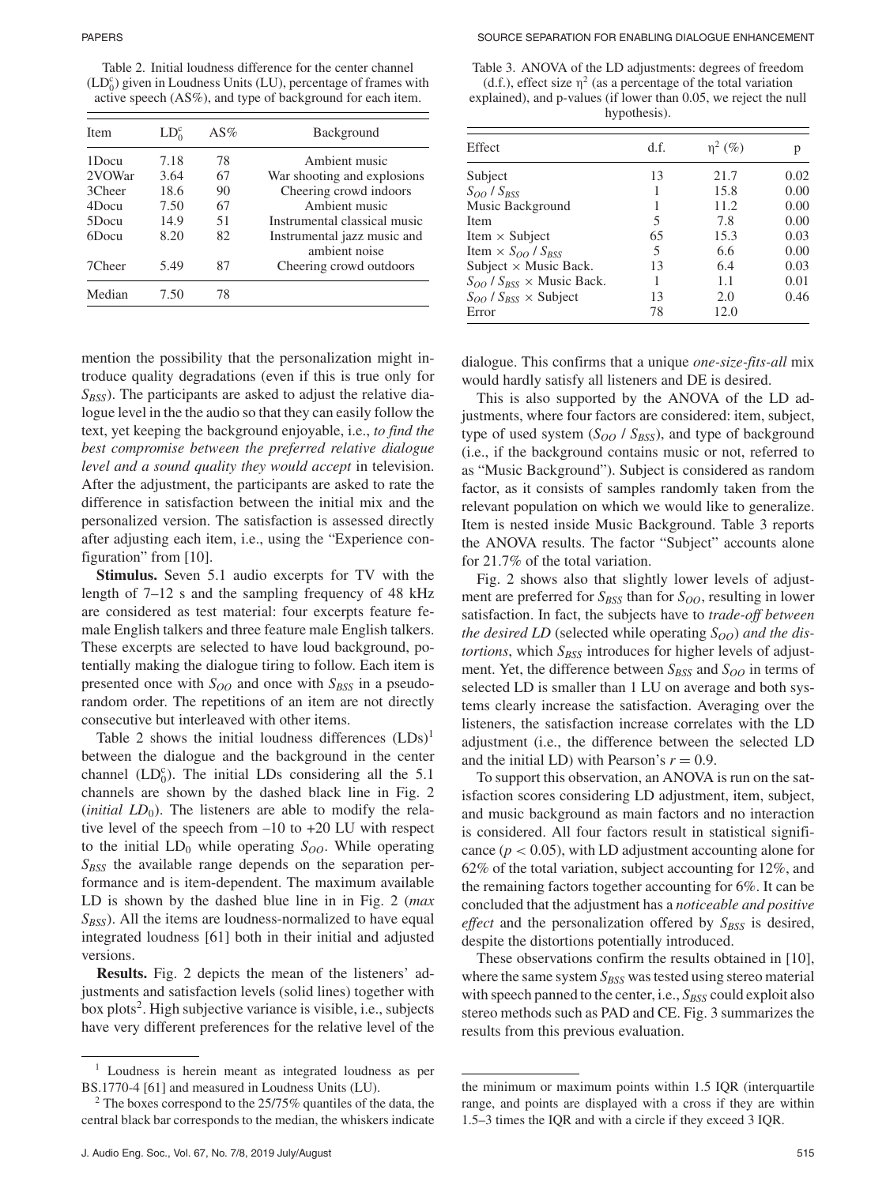Table 2. Initial loudness difference for the center channel ($LD_0^c$) given in Loudness Units (LU), percentage of frames with active speech (AS%), and type of background for each item.

| Item | $LD_0^c$ | AS% | Background |
|---|---|---|---|
| 1Docu | 7.18 | 78 | Ambient music |
| 2VOWar | 3.64 | 67 | War shooting and explosions |
| 3Cheer | 18.6 | 90 | Cheering crowd indoors |
| 4Docu | 7.50 | 67 | Ambient music |
| 5Docu | 14.9 | 51 | Instrumental classical music |
| 6Docu | 8.20 | 82 | Instrumental jazz music and ambient noise |
| 7Cheer | 5.49 | 87 | Cheering crowd outdoors |
| Median | 7.50 | 78 | |

mention the possibility that the personalization might introduce quality degradations (even if this is true only for $S_{BSS}$). The participants are asked to adjust the relative dialogue level in the the audio so that they can easily follow the text, yet keeping the background enjoyable, i.e., *to find the best compromise between the preferred relative dialogue level and a sound quality they would accept* in television. After the adjustment, the participants are asked to rate the difference in satisfaction between the initial mix and the personalized version. The satisfaction is assessed directly after adjusting each item, i.e., using the "Experience configuration" from [10].

**Stimulus.** Seven 5.1 audio excerpts for TV with the length of 7–12 s and the sampling frequency of 48 kHz are considered as test material: four excerpts feature female English talkers and three feature male English talkers. These excerpts are selected to have loud background, potentially making the dialogue tiring to follow. Each item is presented once with $S_{OO}$ and once with $S_{BSS}$ in a pseudo-random order. The repetitions of an item are not directly consecutive but interleaved with other items.

Table 2 shows the initial loudness differences (LDs)[1] between the dialogue and the background in the center channel ($LD_0^c$). The initial LDs considering all the 5.1 channels are shown by the dashed black line in Fig. 2 (*initial* $LD_0$). The listeners are able to modify the relative level of the speech from –10 to +20 LU with respect to the initial $LD_0$ while operating $S_{OO}$. While operating $S_{BSS}$ the available range depends on the separation performance and is item-dependent. The maximum available LD is shown by the dashed blue line in in Fig. 2 (*max* $S_{BSS}$). All the items are loudness-normalized to have equal integrated loudness [61] both in their initial and adjusted versions.

**Results.** Fig. 2 depicts the mean of the listeners' adjustments and satisfaction levels (solid lines) together with box plots[2]. High subjective variance is visible, i.e., subjects have very different preferences for the relative level of the dialogue. This confirms that a unique *one-size-fits-all* mix would hardly satisfy all listeners and DE is desired.

This is also supported by the ANOVA of the LD adjustments, where four factors are considered: item, subject, type of used system ($S_{OO}$ / $S_{BSS}$), and type of background (i.e., if the background contains music or not, referred to as "Music Background"). Subject is considered as random factor, as it consists of samples randomly taken from the relevant population on which we would like to generalize. Item is nested inside Music Background. Table 3 reports the ANOVA results. The factor "Subject" accounts alone for 21.7% of the total variation.

Table 3. ANOVA of the LD adjustments: degrees of freedom (d.f.), effect size $\eta^2$ (as a percentage of the total variation explained), and p-values (if lower than 0.05, we reject the null hypothesis).

| Effect | d.f. | $\eta^2$ (%) | p |
|---|---|---|---|
| Subject | 13 | 21.7 | 0.02 |
| $S_{OO}$ / $S_{BSS}$ | 1 | 15.8 | 0.00 |
| Music Background | 1 | 11.2 | 0.00 |
| Item | 5 | 7.8 | 0.00 |
| Item × Subject | 65 | 15.3 | 0.03 |
| Item × $S_{OO}$ / $S_{BSS}$ | 5 | 6.6 | 0.00 |
| Subject × Music Back. | 13 | 6.4 | 0.03 |
| $S_{OO}$ / $S_{BSS}$ × Music Back. | 1 | 1.1 | 0.01 |
| $S_{OO}$ / $S_{BSS}$ × Subject | 13 | 2.0 | 0.46 |
| Error | 78 | 12.0 | |

Fig. 2 shows also that slightly lower levels of adjustment are preferred for $S_{BSS}$ than for $S_{OO}$, resulting in lower satisfaction. In fact, the subjects have to *trade-off between the desired LD* (selected while operating $S_{OO}$) *and the distortions*, which $S_{BSS}$ introduces for higher levels of adjustment. Yet, the difference between $S_{BSS}$ and $S_{OO}$ in terms of selected LD is smaller than 1 LU on average and both systems clearly increase the satisfaction. Averaging over the listeners, the satisfaction increase correlates with the LD adjustment (i.e., the difference between the selected LD and the initial LD) with Pearson's $r = 0.9$.

To support this observation, an ANOVA is run on the satisfaction scores considering LD adjustment, item, subject, and music background as main factors and no interaction is considered. All four factors result in statistical significance ($p < 0.05$), with LD adjustment accounting alone for 62% of the total variation, subject accounting for 12%, and the remaining factors together accounting for 6%. It can be concluded that the adjustment has a *noticeable and positive effect* and the personalization offered by $S_{BSS}$ is desired, despite the distortions potentially introduced.

These observations confirm the results obtained in [10], where the same system $S_{BSS}$ was tested using stereo material with speech panned to the center, i.e., $S_{BSS}$ could exploit also stereo methods such as PAD and CE. Fig. 3 summarizes the results from this previous evaluation.

[1] Loudness is herein meant as integrated loudness as per BS.1770-4 [61] and measured in Loudness Units (LU).

[2] The boxes correspond to the 25/75% quantiles of the data, the central black bar corresponds to the median, the whiskers indicate the minimum or maximum points within 1.5 IQR (interquartile range, and points are displayed with a cross if they are within 1.5–3 times the IQR and with a circle if they exceed 3 IQR.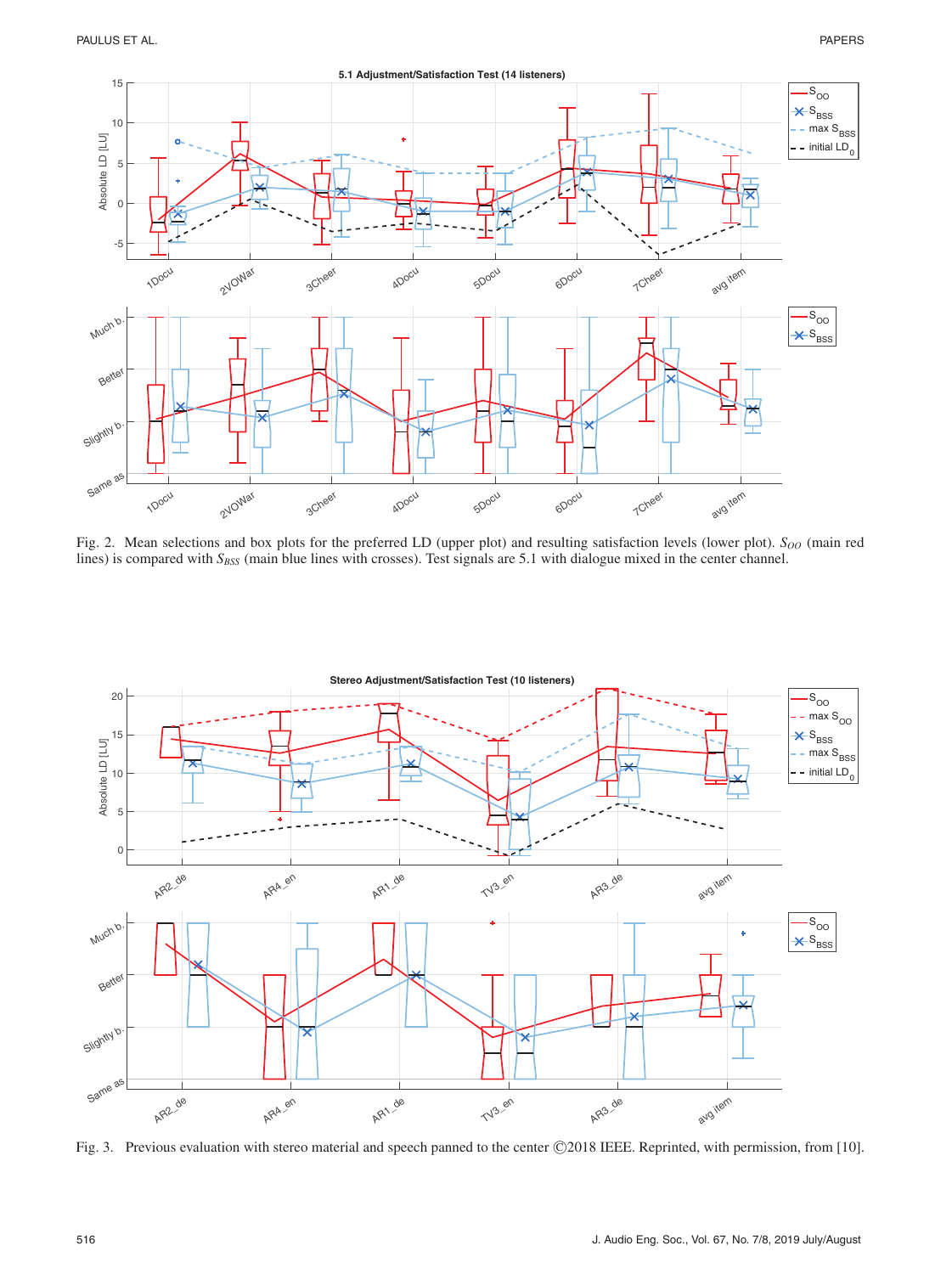Fig. 2. Mean selections and box plots for the preferred LD (upper plot) and resulting satisfaction levels (lower plot). $S_{OO}$ (main red lines) is compared with $S_{BSS}$ (main blue lines with crosses). Test signals are 5.1 with dialogue mixed in the center channel.

Fig. 3. Previous evaluation with stereo material and speech panned to the center ©2018 IEEE. Reprinted, with permission, from [10].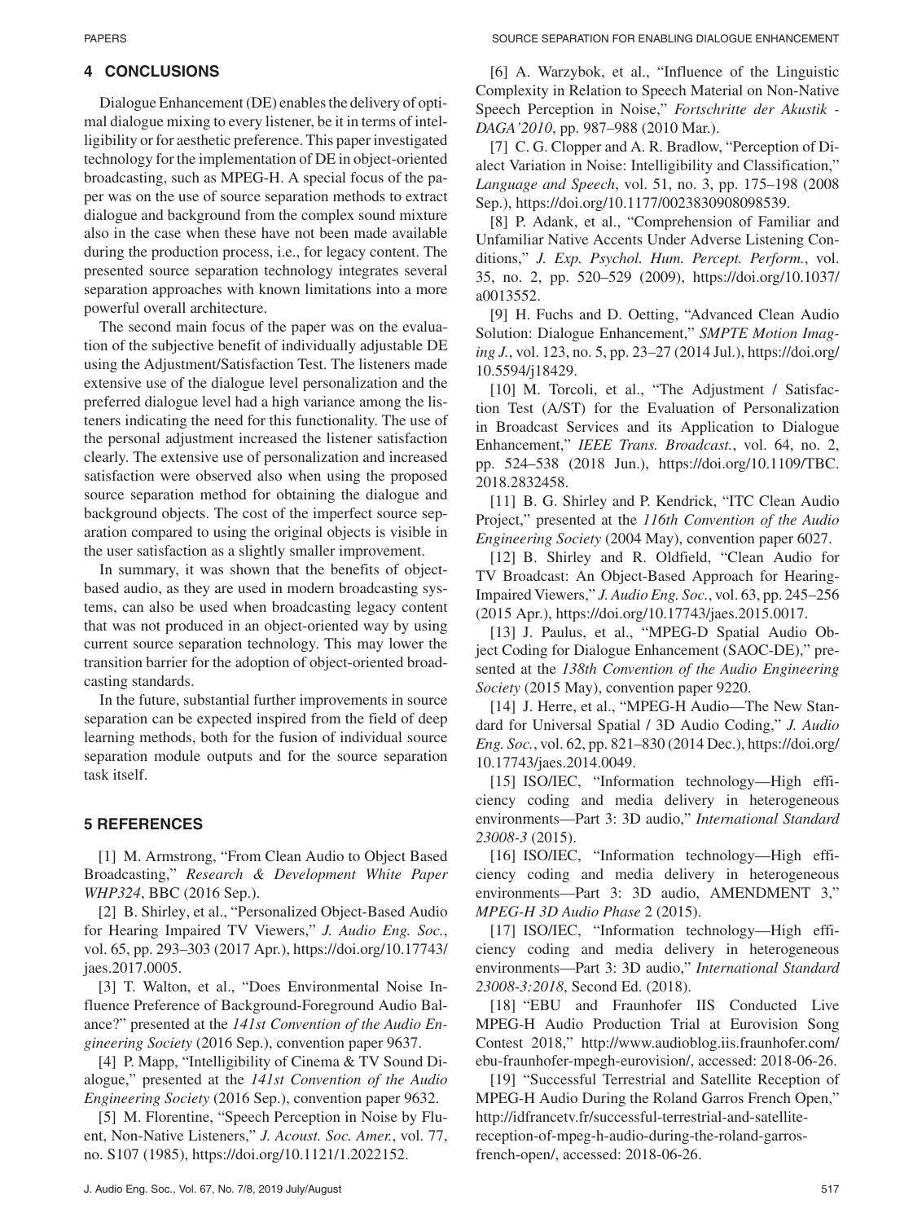## 4 CONCLUSIONS

Dialogue Enhancement (DE) enables the delivery of optimal dialogue mixing to every listener, be it in terms of intelligibility or for aesthetic preference. This paper investigated technology for the implementation of DE in object-oriented broadcasting, such as MPEG-H. A special focus of the paper was on the use of source separation methods to extract dialogue and background from the complex sound mixture also in the case when these have not been made available during the production process, i.e., for legacy content. The presented source separation technology integrates several separation approaches with known limitations into a more powerful overall architecture.

The second main focus of the paper was on the evaluation of the subjective benefit of individually adjustable DE using the Adjustment/Satisfaction Test. The listeners made extensive use of the dialogue level personalization and the preferred dialogue level had a high variance among the listeners indicating the need for this functionality. The use of the personal adjustment increased the listener satisfaction clearly. The extensive use of personalization and increased satisfaction were observed also when using the proposed source separation method for obtaining the dialogue and background objects. The cost of the imperfect source separation compared to using the original objects is visible in the user satisfaction as a slightly smaller improvement.

In summary, it was shown that the benefits of object-based audio, as they are used in modern broadcasting systems, can also be used when broadcasting legacy content that was not produced in an object-oriented way by using current source separation technology. This may lower the transition barrier for the adoption of object-oriented broadcasting standards.

In the future, substantial further improvements in source separation can be expected inspired from the field of deep learning methods, both for the fusion of individual source separation module outputs and for the source separation task itself.

## 5 REFERENCES

[1] M. Armstrong, "From Clean Audio to Object Based Broadcasting," *Research & Development White Paper WHP324*, BBC (2016 Sep.).

[2] B. Shirley, et al., "Personalized Object-Based Audio for Hearing Impaired TV Viewers," *J. Audio Eng. Soc.*, vol. 65, pp. 293–303 (2017 Apr.), https://doi.org/10.17743/jaes.2017.0005.

[3] T. Walton, et al., "Does Environmental Noise Influence Preference of Background-Foreground Audio Balance?" presented at the *141st Convention of the Audio Engineering Society* (2016 Sep.), convention paper 9637.

[4] P. Mapp, "Intelligibility of Cinema & TV Sound Dialogue," presented at the *141st Convention of the Audio Engineering Society* (2016 Sep.), convention paper 9632.

[5] M. Florentine, "Speech Perception in Noise by Fluent, Non-Native Listeners," *J. Acoust. Soc. Amer.*, vol. 77, no. S107 (1985), https://doi.org/10.1121/1.2022152.

[6] A. Warzybok, et al., "Influence of the Linguistic Complexity in Relation to Speech Material on Non-Native Speech Perception in Noise," *Fortschritte der Akustik - DAGA'2010*, pp. 987–988 (2010 Mar.).

[7] C. G. Clopper and A. R. Bradlow, "Perception of Dialect Variation in Noise: Intelligibility and Classification," *Language and Speech*, vol. 51, no. 3, pp. 175–198 (2008 Sep.), https://doi.org/10.1177/0023830908098539.

[8] P. Adank, et al., "Comprehension of Familiar and Unfamiliar Native Accents Under Adverse Listening Conditions," *J. Exp. Psychol. Hum. Percept. Perform.*, vol. 35, no. 2, pp. 520–529 (2009), https://doi.org/10.1037/a0013552.

[9] H. Fuchs and D. Oetting, "Advanced Clean Audio Solution: Dialogue Enhancement," *SMPTE Motion Imaging J.*, vol. 123, no. 5, pp. 23–27 (2014 Jul.), https://doi.org/10.5594/j18429.

[10] M. Torcoli, et al., "The Adjustment / Satisfaction Test (A/ST) for the Evaluation of Personalization in Broadcast Services and its Application to Dialogue Enhancement," *IEEE Trans. Broadcast.*, vol. 64, no. 2, pp. 524–538 (2018 Jun.), https://doi.org/10.1109/TBC.2018.2832458.

[11] B. G. Shirley and P. Kendrick, "ITC Clean Audio Project," presented at the *116th Convention of the Audio Engineering Society* (2004 May), convention paper 6027.

[12] B. Shirley and R. Oldfield, "Clean Audio for TV Broadcast: An Object-Based Approach for Hearing-Impaired Viewers," *J. Audio Eng. Soc.*, vol. 63, pp. 245–256 (2015 Apr.), https://doi.org/10.17743/jaes.2015.0017.

[13] J. Paulus, et al., "MPEG-D Spatial Audio Object Coding for Dialogue Enhancement (SAOC-DE)," presented at the *138th Convention of the Audio Engineering Society* (2015 May), convention paper 9220.

[14] J. Herre, et al., "MPEG-H Audio—The New Standard for Universal Spatial / 3D Audio Coding," *J. Audio Eng. Soc.*, vol. 62, pp. 821–830 (2014 Dec.), https://doi.org/10.17743/jaes.2014.0049.

[15] ISO/IEC, "Information technology—High efficiency coding and media delivery in heterogeneous environments—Part 3: 3D audio," *International Standard 23008-3* (2015).

[16] ISO/IEC, "Information technology—High efficiency coding and media delivery in heterogeneous environments—Part 3: 3D audio, AMENDMENT 3," *MPEG-H 3D Audio Phase* 2 (2015).

[17] ISO/IEC, "Information technology—High efficiency coding and media delivery in heterogeneous environments—Part 3: 3D audio," *International Standard 23008-3:2018*, Second Ed. (2018).

[18] "EBU and Fraunhofer IIS Conducted Live MPEG-H Audio Production Trial at Eurovision Song Contest 2018," http://www.audioblog.iis.fraunhofer.com/ebu-fraunhofer-mpegh-eurovision/, accessed: 2018-06-26.

[19] "Successful Terrestrial and Satellite Reception of MPEG-H Audio During the Roland Garros French Open," http://idfrancetv.fr/successful-terrestrial-and-satellite-reception-of-mpeg-h-audio-during-the-roland-garros-french-open/, accessed: 2018-06-26.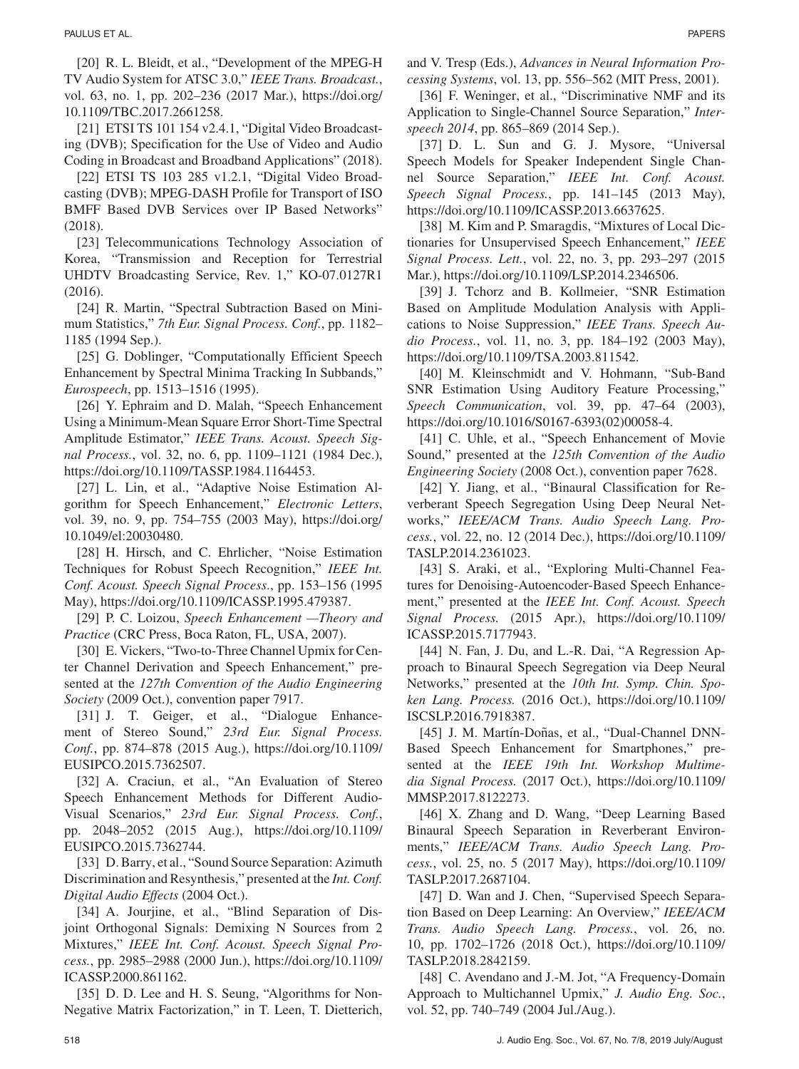[20] R. L. Bleidt, et al., "Development of the MPEG-H TV Audio System for ATSC 3.0," *IEEE Trans. Broadcast.*, vol. 63, no. 1, pp. 202–236 (2017 Mar.), https://doi.org/10.1109/TBC.2017.2661258.

[21] ETSI TS 101 154 v2.4.1, "Digital Video Broadcasting (DVB); Specification for the Use of Video and Audio Coding in Broadcast and Broadband Applications" (2018).

[22] ETSI TS 103 285 v1.2.1, "Digital Video Broadcasting (DVB); MPEG-DASH Profile for Transport of ISO BMFF Based DVB Services over IP Based Networks" (2018).

[23] Telecommunications Technology Association of Korea, "Transmission and Reception for Terrestrial UHDTV Broadcasting Service, Rev. 1," KO-07.0127R1 (2016).

[24] R. Martin, "Spectral Subtraction Based on Minimum Statistics," *7th Eur. Signal Process. Conf.*, pp. 1182–1185 (1994 Sep.).

[25] G. Doblinger, "Computationally Efficient Speech Enhancement by Spectral Minima Tracking In Subbands," *Eurospeech*, pp. 1513–1516 (1995).

[26] Y. Ephraim and D. Malah, "Speech Enhancement Using a Minimum-Mean Square Error Short-Time Spectral Amplitude Estimator," *IEEE Trans. Acoust. Speech Signal Process.*, vol. 32, no. 6, pp. 1109–1121 (1984 Dec.), https://doi.org/10.1109/TASSP.1984.1164453.

[27] L. Lin, et al., "Adaptive Noise Estimation Algorithm for Speech Enhancement," *Electronic Letters*, vol. 39, no. 9, pp. 754–755 (2003 May), https://doi.org/10.1049/el:20030480.

[28] H. Hirsch, and C. Ehrlicher, "Noise Estimation Techniques for Robust Speech Recognition," *IEEE Int. Conf. Acoust. Speech Signal Process.*, pp. 153–156 (1995 May), https://doi.org/10.1109/ICASSP.1995.479387.

[29] P. C. Loizou, *Speech Enhancement —Theory and Practice* (CRC Press, Boca Raton, FL, USA, 2007).

[30] E. Vickers, "Two-to-Three Channel Upmix for Center Channel Derivation and Speech Enhancement," presented at the *127th Convention of the Audio Engineering Society* (2009 Oct.), convention paper 7917.

[31] J. T. Geiger, et al., "Dialogue Enhancement of Stereo Sound," *23rd Eur. Signal Process. Conf.*, pp. 874–878 (2015 Aug.), https://doi.org/10.1109/EUSIPCO.2015.7362507.

[32] A. Craciun, et al., "An Evaluation of Stereo Speech Enhancement Methods for Different Audio-Visual Scenarios," *23rd Eur. Signal Process. Conf.*, pp. 2048–2052 (2015 Aug.), https://doi.org/10.1109/EUSIPCO.2015.7362744.

[33] D. Barry, et al., "Sound Source Separation: Azimuth Discrimination and Resynthesis," presented at the *Int. Conf. Digital Audio Effects* (2004 Oct.).

[34] A. Jourjine, et al., "Blind Separation of Disjoint Orthogonal Signals: Demixing N Sources from 2 Mixtures," *IEEE Int. Conf. Acoust. Speech Signal Process.*, pp. 2985–2988 (2000 Jun.), https://doi.org/10.1109/ICASSP.2000.861162.

[35] D. D. Lee and H. S. Seung, "Algorithms for Non-Negative Matrix Factorization," in T. Leen, T. Dietterich, and V. Tresp (Eds.), *Advances in Neural Information Processing Systems*, vol. 13, pp. 556–562 (MIT Press, 2001).

[36] F. Weninger, et al., "Discriminative NMF and its Application to Single-Channel Source Separation," *Interspeech 2014*, pp. 865–869 (2014 Sep.).

[37] D. L. Sun and G. J. Mysore, "Universal Speech Models for Speaker Independent Single Channel Source Separation," *IEEE Int. Conf. Acoust. Speech Signal Process.*, pp. 141–145 (2013 May), https://doi.org/10.1109/ICASSP.2013.6637625.

[38] M. Kim and P. Smaragdis, "Mixtures of Local Dictionaries for Unsupervised Speech Enhancement," *IEEE Signal Process. Lett.*, vol. 22, no. 3, pp. 293–297 (2015 Mar.), https://doi.org/10.1109/LSP.2014.2346506.

[39] J. Tchorz and B. Kollmeier, "SNR Estimation Based on Amplitude Modulation Analysis with Applications to Noise Suppression," *IEEE Trans. Speech Audio Process.*, vol. 11, no. 3, pp. 184–192 (2003 May), https://doi.org/10.1109/TSA.2003.811542.

[40] M. Kleinschmidt and V. Hohmann, "Sub-Band SNR Estimation Using Auditory Feature Processing," *Speech Communication*, vol. 39, pp. 47–64 (2003), https://doi.org/10.1016/S0167-6393(02)00058-4.

[41] C. Uhle, et al., "Speech Enhancement of Movie Sound," presented at the *125th Convention of the Audio Engineering Society* (2008 Oct.), convention paper 7628.

[42] Y. Jiang, et al., "Binaural Classification for Reverberant Speech Segregation Using Deep Neural Networks," *IEEE/ACM Trans. Audio Speech Lang. Process.*, vol. 22, no. 12 (2014 Dec.), https://doi.org/10.1109/TASLP.2014.2361023.

[43] S. Araki, et al., "Exploring Multi-Channel Features for Denoising-Autoencoder-Based Speech Enhancement," presented at the *IEEE Int. Conf. Acoust. Speech Signal Process.* (2015 Apr.), https://doi.org/10.1109/ICASSP.2015.7177943.

[44] N. Fan, J. Du, and L.-R. Dai, "A Regression Approach to Binaural Speech Segregation via Deep Neural Networks," presented at the *10th Int. Symp. Chin. Spoken Lang. Process.* (2016 Oct.), https://doi.org/10.1109/ISCSLP.2016.7918387.

[45] J. M. Martín-Doñas, et al., "Dual-Channel DNN-Based Speech Enhancement for Smartphones," presented at the *IEEE 19th Int. Workshop Multimedia Signal Process.* (2017 Oct.), https://doi.org/10.1109/MMSP.2017.8122273.

[46] X. Zhang and D. Wang, "Deep Learning Based Binaural Speech Separation in Reverberant Environments," *IEEE/ACM Trans. Audio Speech Lang. Process.*, vol. 25, no. 5 (2017 May), https://doi.org/10.1109/TASLP.2017.2687104.

[47] D. Wan and J. Chen, "Supervised Speech Separation Based on Deep Learning: An Overview," *IEEE/ACM Trans. Audio Speech Lang. Process.*, vol. 26, no. 10, pp. 1702–1726 (2018 Oct.), https://doi.org/10.1109/TASLP.2018.2842159.

[48] C. Avendano and J.-M. Jot, "A Frequency-Domain Approach to Multichannel Upmix," *J. Audio Eng. Soc.*, vol. 52, pp. 740–749 (2004 Jul./Aug.).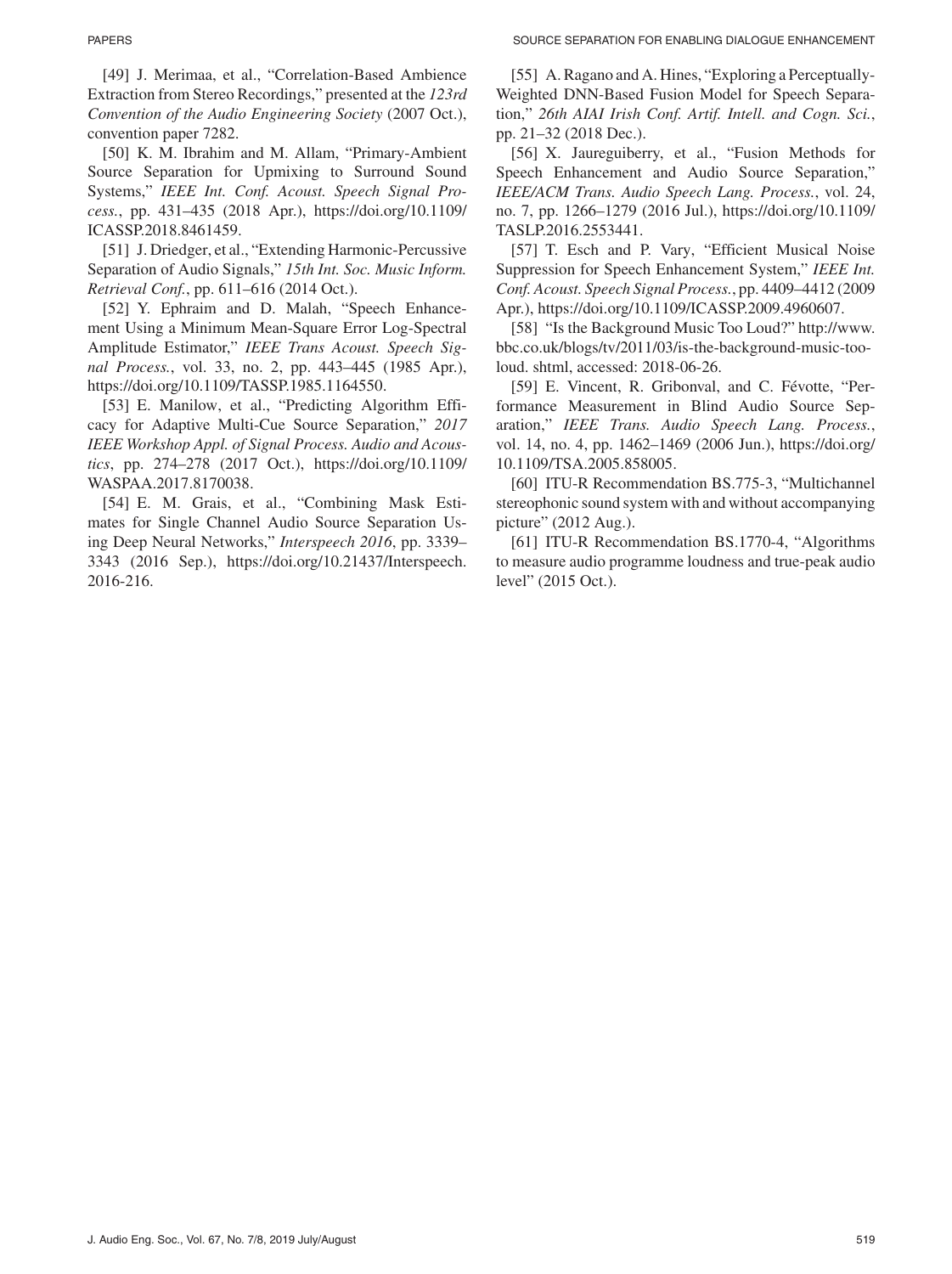[49] J. Merimaa, et al., "Correlation-Based Ambience Extraction from Stereo Recordings," presented at the *123rd Convention of the Audio Engineering Society* (2007 Oct.), convention paper 7282.

[50] K. M. Ibrahim and M. Allam, "Primary-Ambient Source Separation for Upmixing to Surround Sound Systems," *IEEE Int. Conf. Acoust. Speech Signal Process.*, pp. 431–435 (2018 Apr.), https://doi.org/10.1109/ICASSP.2018.8461459.

[51] J. Driedger, et al., "Extending Harmonic-Percussive Separation of Audio Signals," *15th Int. Soc. Music Inform. Retrieval Conf.*, pp. 611–616 (2014 Oct.).

[52] Y. Ephraim and D. Malah, "Speech Enhancement Using a Minimum Mean-Square Error Log-Spectral Amplitude Estimator," *IEEE Trans Acoust. Speech Signal Process.*, vol. 33, no. 2, pp. 443–445 (1985 Apr.), https://doi.org/10.1109/TASSP.1985.1164550.

[53] E. Manilow, et al., "Predicting Algorithm Efficacy for Adaptive Multi-Cue Source Separation," *2017 IEEE Workshop Appl. of Signal Process. Audio and Acoustics*, pp. 274–278 (2017 Oct.), https://doi.org/10.1109/WASPAA.2017.8170038.

[54] E. M. Grais, et al., "Combining Mask Estimates for Single Channel Audio Source Separation Using Deep Neural Networks," *Interspeech 2016*, pp. 3339–3343 (2016 Sep.), https://doi.org/10.21437/Interspeech.2016-216.

[55] A. Ragano and A. Hines, "Exploring a Perceptually-Weighted DNN-Based Fusion Model for Speech Separation," *26th AIAI Irish Conf. Artif. Intell. and Cogn. Sci.*, pp. 21–32 (2018 Dec.).

[56] X. Jaureguiberry, et al., "Fusion Methods for Speech Enhancement and Audio Source Separation," *IEEE/ACM Trans. Audio Speech Lang. Process.*, vol. 24, no. 7, pp. 1266–1279 (2016 Jul.), https://doi.org/10.1109/TASLP.2016.2553441.

[57] T. Esch and P. Vary, "Efficient Musical Noise Suppression for Speech Enhancement System," *IEEE Int. Conf. Acoust. Speech Signal Process.*, pp. 4409–4412 (2009 Apr.), https://doi.org/10.1109/ICASSP.2009.4960607.

[58] "Is the Background Music Too Loud?" http://www.bbc.co.uk/blogs/tv/2011/03/is-the-background-music-too-loud. shtml, accessed: 2018-06-26.

[59] E. Vincent, R. Gribonval, and C. Févotte, "Performance Measurement in Blind Audio Source Separation," *IEEE Trans. Audio Speech Lang. Process.*, vol. 14, no. 4, pp. 1462–1469 (2006 Jun.), https://doi.org/10.1109/TSA.2005.858005.

[60] ITU-R Recommendation BS.775-3, "Multichannel stereophonic sound system with and without accompanying picture" (2012 Aug.).

[61] ITU-R Recommendation BS.1770-4, "Algorithms to measure audio programme loudness and true-peak audio level" (2015 Oct.).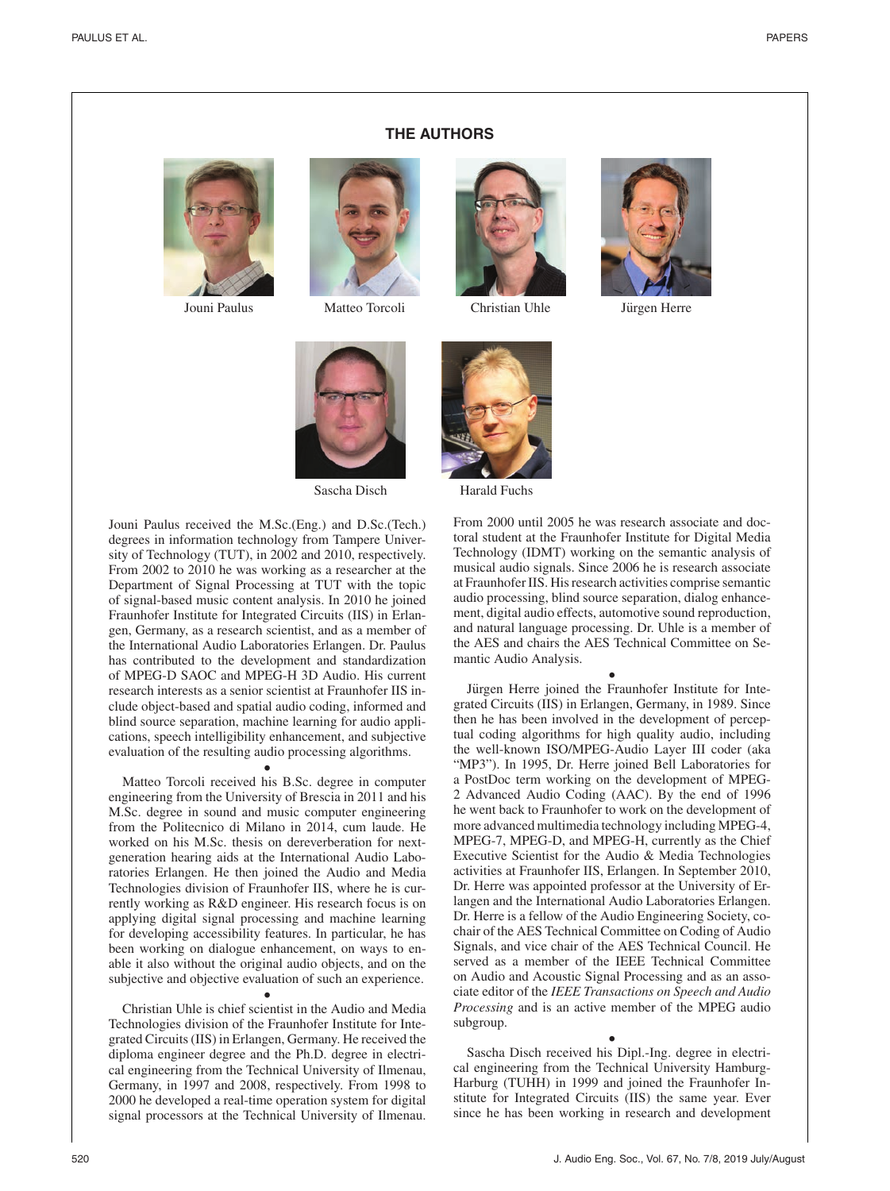## THE AUTHORS

Jouni Paulus

Matteo Torcoli

Christian Uhle

Jürgen Herre

Sascha Disch

Harald Fuchs

Jouni Paulus received the M.Sc.(Eng.) and D.Sc.(Tech.) degrees in information technology from Tampere University of Technology (TUT), in 2002 and 2010, respectively. From 2002 to 2010 he was working as a researcher at the Department of Signal Processing at TUT with the topic of signal-based music content analysis. In 2010 he joined Fraunhofer Institute for Integrated Circuits (IIS) in Erlangen, Germany, as a research scientist, and as a member of the International Audio Laboratories Erlangen. Dr. Paulus has contributed to the development and standardization of MPEG-D SAOC and MPEG-H 3D Audio. His current research interests as a senior scientist at Fraunhofer IIS include object-based and spatial audio coding, informed and blind source separation, machine learning for audio applications, speech intelligibility enhancement, and subjective evaluation of the resulting audio processing algorithms.

•

Matteo Torcoli received his B.Sc. degree in computer engineering from the University of Brescia in 2011 and his M.Sc. degree in sound and music computer engineering from the Politecnico di Milano in 2014, cum laude. He worked on his M.Sc. thesis on dereverberation for next-generation hearing aids at the International Audio Laboratories Erlangen. He then joined the Audio and Media Technologies division of Fraunhofer IIS, where he is currently working as R&D engineer. His research focus is on applying digital signal processing and machine learning for developing accessibility features. In particular, he has been working on dialogue enhancement, on ways to enable it also without the original audio objects, and on the subjective and objective evaluation of such an experience.

•

Christian Uhle is chief scientist in the Audio and Media Technologies division of the Fraunhofer Institute for Integrated Circuits (IIS) in Erlangen, Germany. He received the diploma engineer degree and the Ph.D. degree in electrical engineering from the Technical University of Ilmenau, Germany, in 1997 and 2008, respectively. From 1998 to 2000 he developed a real-time operation system for digital signal processors at the Technical University of Ilmenau. From 2000 until 2005 he was research associate and doctoral student at the Fraunhofer Institute for Digital Media Technology (IDMT) working on the semantic analysis of musical audio signals. Since 2006 he is research associate at Fraunhofer IIS. His research activities comprise semantic audio processing, blind source separation, dialog enhancement, digital audio effects, automotive sound reproduction, and natural language processing. Dr. Uhle is a member of the AES and chairs the AES Technical Committee on Semantic Audio Analysis.

•

Jürgen Herre joined the Fraunhofer Institute for Integrated Circuits (IIS) in Erlangen, Germany, in 1989. Since then he has been involved in the development of perceptual coding algorithms for high quality audio, including the well-known ISO/MPEG-Audio Layer III coder (aka "MP3"). In 1995, Dr. Herre joined Bell Laboratories for a PostDoc term working on the development of MPEG-2 Advanced Audio Coding (AAC). By the end of 1996 he went back to Fraunhofer to work on the development of more advanced multimedia technology including MPEG-4, MPEG-7, MPEG-D, and MPEG-H, currently as the Chief Executive Scientist for the Audio & Media Technologies activities at Fraunhofer IIS, Erlangen. In September 2010, Dr. Herre was appointed professor at the University of Erlangen and the International Audio Laboratories Erlangen. Dr. Herre is a fellow of the Audio Engineering Society, co-chair of the AES Technical Committee on Coding of Audio Signals, and vice chair of the AES Technical Council. He served as a member of the IEEE Technical Committee on Audio and Acoustic Signal Processing and as an associate editor of the *IEEE Transactions on Speech and Audio Processing* and is an active member of the MPEG audio subgroup.

•

Sascha Disch received his Dipl.-Ing. degree in electrical engineering from the Technical University Hamburg-Harburg (TUHH) in 1999 and joined the Fraunhofer Institute for Integrated Circuits (IIS) the same year. Ever since he has been working in research and development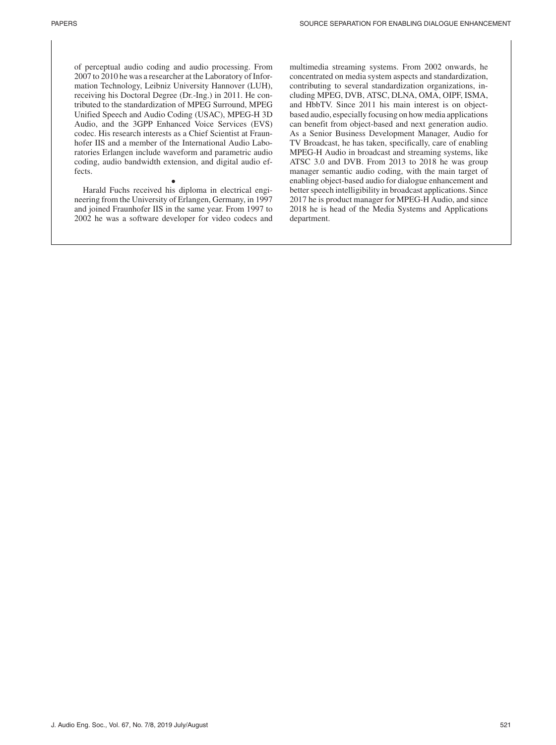of perceptual audio coding and audio processing. From 2007 to 2010 he was a researcher at the Laboratory of Information Technology, Leibniz University Hannover (LUH), receiving his Doctoral Degree (Dr.-Ing.) in 2011. He contributed to the standardization of MPEG Surround, MPEG Unified Speech and Audio Coding (USAC), MPEG-H 3D Audio, and the 3GPP Enhanced Voice Services (EVS) codec. His research interests as a Chief Scientist at Fraunhofer IIS and a member of the International Audio Laboratories Erlangen include waveform and parametric audio coding, audio bandwidth extension, and digital audio effects.

•

Harald Fuchs received his diploma in electrical engineering from the University of Erlangen, Germany, in 1997 and joined Fraunhofer IIS in the same year. From 1997 to 2002 he was a software developer for video codecs and multimedia streaming systems. From 2002 onwards, he concentrated on media system aspects and standardization, contributing to several standardization organizations, including MPEG, DVB, ATSC, DLNA, OMA, OIPF, ISMA, and HbbTV. Since 2011 his main interest is on object-based audio, especially focusing on how media applications can benefit from object-based and next generation audio. As a Senior Business Development Manager, Audio for TV Broadcast, he has taken, specifically, care of enabling MPEG-H Audio in broadcast and streaming systems, like ATSC 3.0 and DVB. From 2013 to 2018 he was group manager semantic audio coding, with the main target of enabling object-based audio for dialogue enhancement and better speech intelligibility in broadcast applications. Since 2017 he is product manager for MPEG-H Audio, and since 2018 he is head of the Media Systems and Applications department.